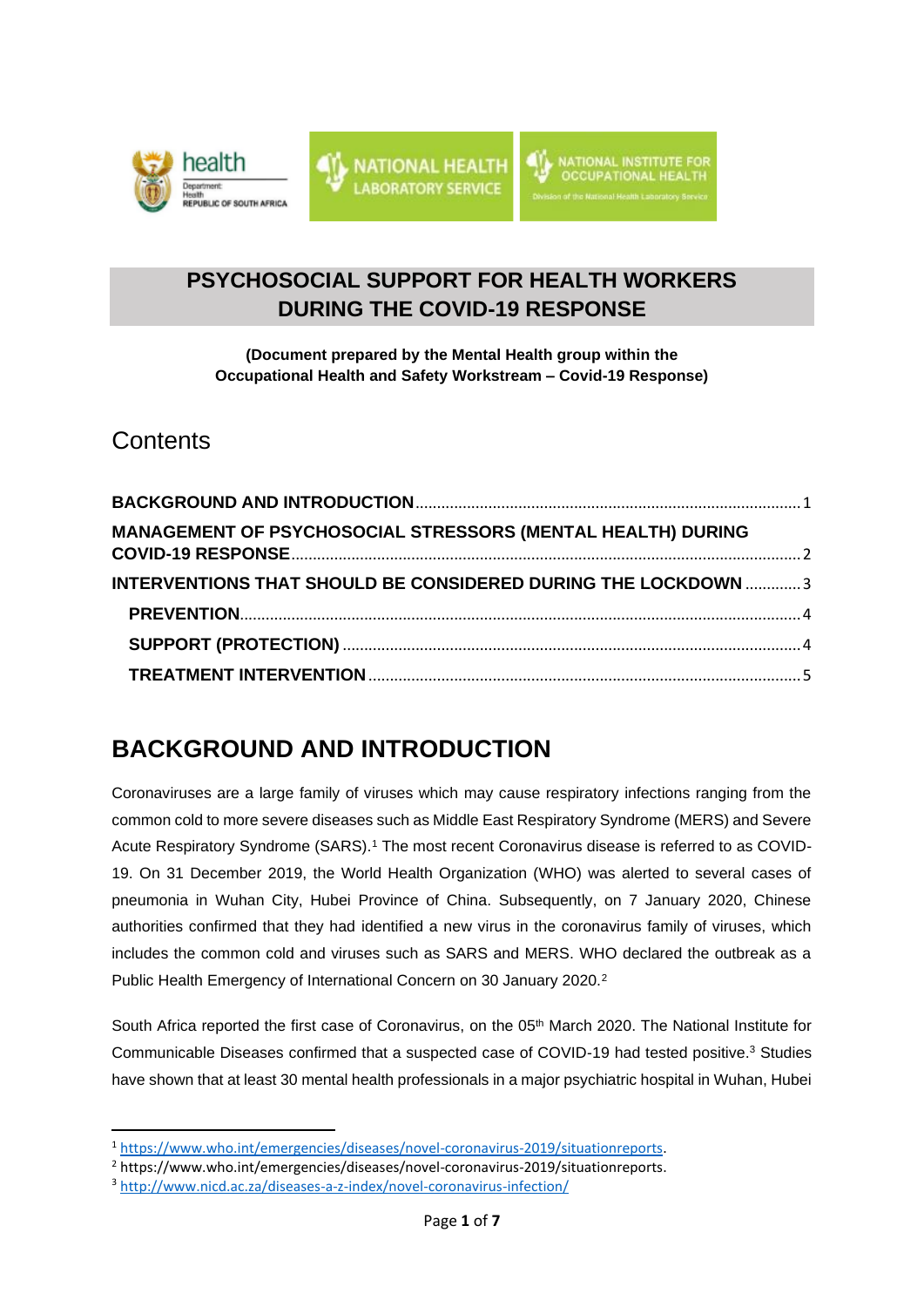# PSYCHOSOCIAL SUPPORT FOR HEALTH WORKERS DURING THE COVID-19 RESPONSE

**(Document prepared by the Mental Health group within the Occupational Health and Safety Workstream – Covid-19 Response)**

## Contents

**BACKGROUND AND INTRODUCTION** ........ 1

**MANAGEMENT OF PSYCHOSOCIAL STRESSORS (MENTAL HEALTH) DURING COVID-19 RESPONSE** ........ 2

**INTERVENTIONS THAT SHOULD BE CONSIDERED DURING THE LOCKDOWN** ........ 3

- **PREVENTION** ........ 4
- **SUPPORT (PROTECTION)** ........ 4
- **TREATMENT INTERVENTION** ........ 5

# BACKGROUND AND INTRODUCTION

Coronaviruses are a large family of viruses which may cause respiratory infections ranging from the common cold to more severe diseases such as Middle East Respiratory Syndrome (MERS) and Severe Acute Respiratory Syndrome (SARS).[1] The most recent Coronavirus disease is referred to as COVID-19. On 31 December 2019, the World Health Organization (WHO) was alerted to several cases of pneumonia in Wuhan City, Hubei Province of China. Subsequently, on 7 January 2020, Chinese authorities confirmed that they had identified a new virus in the coronavirus family of viruses, which includes the common cold and viruses such as SARS and MERS. WHO declared the outbreak as a Public Health Emergency of International Concern on 30 January 2020.[2]

South Africa reported the first case of Coronavirus, on the 05th March 2020. The National Institute for Communicable Diseases confirmed that a suspected case of COVID-19 had tested positive.[3] Studies have shown that at least 30 mental health professionals in a major psychiatric hospital in Wuhan, Hubei

---

[1] https://www.who.int/emergencies/diseases/novel-coronavirus-2019/situationreports.

[2] https://www.who.int/emergencies/diseases/novel-coronavirus-2019/situationreports.

[3] http://www.nicd.ac.za/diseases-a-z-index/novel-coronavirus-infection/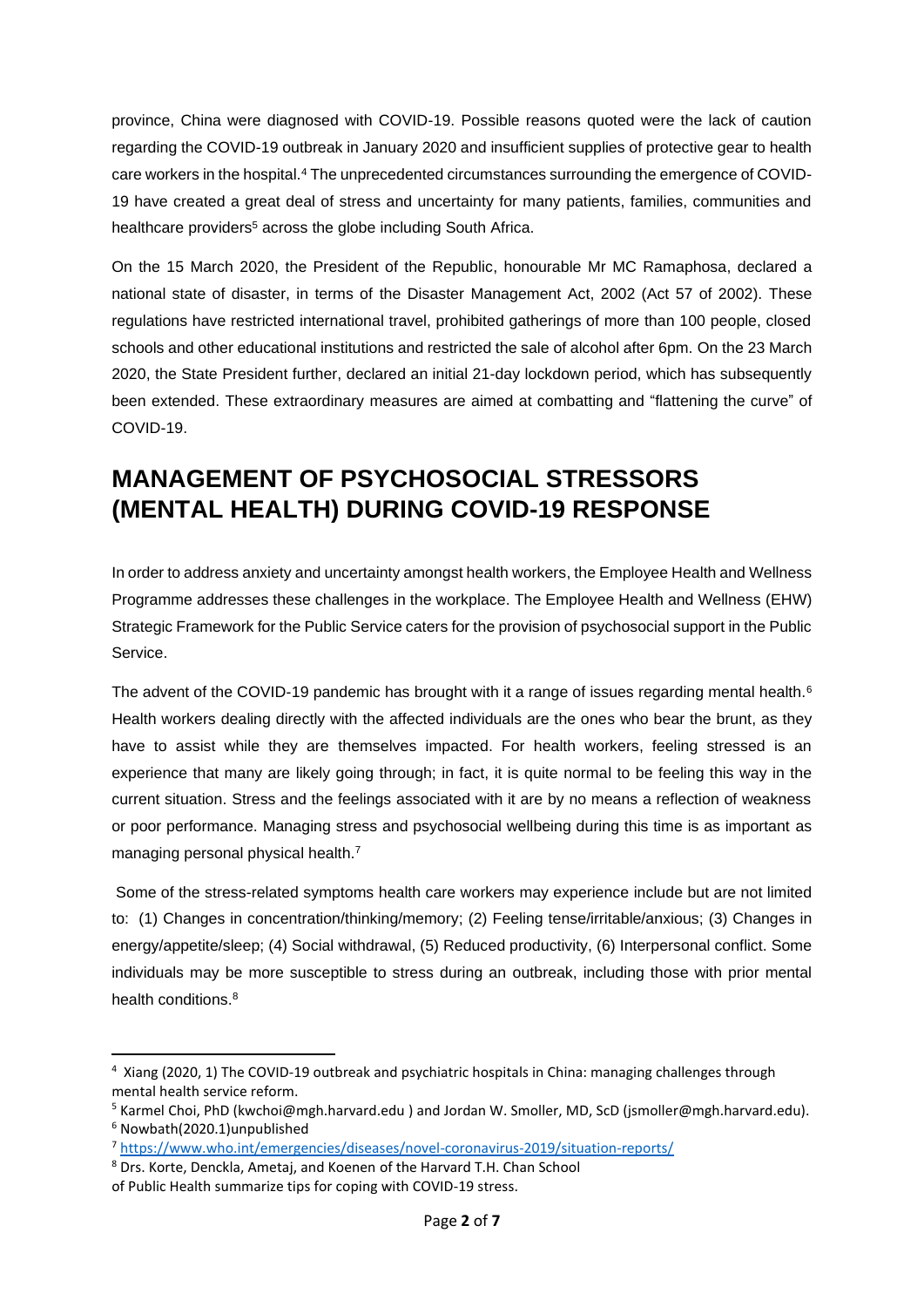province, China were diagnosed with COVID-19. Possible reasons quoted were the lack of caution regarding the COVID-19 outbreak in January 2020 and insufficient supplies of protective gear to health care workers in the hospital.[4] The unprecedented circumstances surrounding the emergence of COVID-19 have created a great deal of stress and uncertainty for many patients, families, communities and healthcare providers[5] across the globe including South Africa.

On the 15 March 2020, the President of the Republic, honourable Mr MC Ramaphosa, declared a national state of disaster, in terms of the Disaster Management Act, 2002 (Act 57 of 2002). These regulations have restricted international travel, prohibited gatherings of more than 100 people, closed schools and other educational institutions and restricted the sale of alcohol after 6pm. On the 23 March 2020, the State President further, declared an initial 21-day lockdown period, which has subsequently been extended. These extraordinary measures are aimed at combatting and "flattening the curve" of COVID-19.

# MANAGEMENT OF PSYCHOSOCIAL STRESSORS (MENTAL HEALTH) DURING COVID-19 RESPONSE

In order to address anxiety and uncertainty amongst health workers, the Employee Health and Wellness Programme addresses these challenges in the workplace. The Employee Health and Wellness (EHW) Strategic Framework for the Public Service caters for the provision of psychosocial support in the Public Service.

The advent of the COVID-19 pandemic has brought with it a range of issues regarding mental health.[6] Health workers dealing directly with the affected individuals are the ones who bear the brunt, as they have to assist while they are themselves impacted. For health workers, feeling stressed is an experience that many are likely going through; in fact, it is quite normal to be feeling this way in the current situation. Stress and the feelings associated with it are by no means a reflection of weakness or poor performance. Managing stress and psychosocial wellbeing during this time is as important as managing personal physical health.[7]

Some of the stress-related symptoms health care workers may experience include but are not limited to: (1) Changes in concentration/thinking/memory; (2) Feeling tense/irritable/anxious; (3) Changes in energy/appetite/sleep; (4) Social withdrawal, (5) Reduced productivity, (6) Interpersonal conflict. Some individuals may be more susceptible to stress during an outbreak, including those with prior mental health conditions.[8]

---

[4] Xiang (2020, 1) The COVID-19 outbreak and psychiatric hospitals in China: managing challenges through mental health service reform.

[5] Karmel Choi, PhD (kwchoi@mgh.harvard.edu ) and Jordan W. Smoller, MD, ScD (jsmoller@mgh.harvard.edu).

[6] Nowbath(2020.1)unpublished

[7] https://www.who.int/emergencies/diseases/novel-coronavirus-2019/situation-reports/

[8] Drs. Korte, Denckla, Ametaj, and Koenen of the Harvard T.H. Chan School of Public Health summarize tips for coping with COVID-19 stress.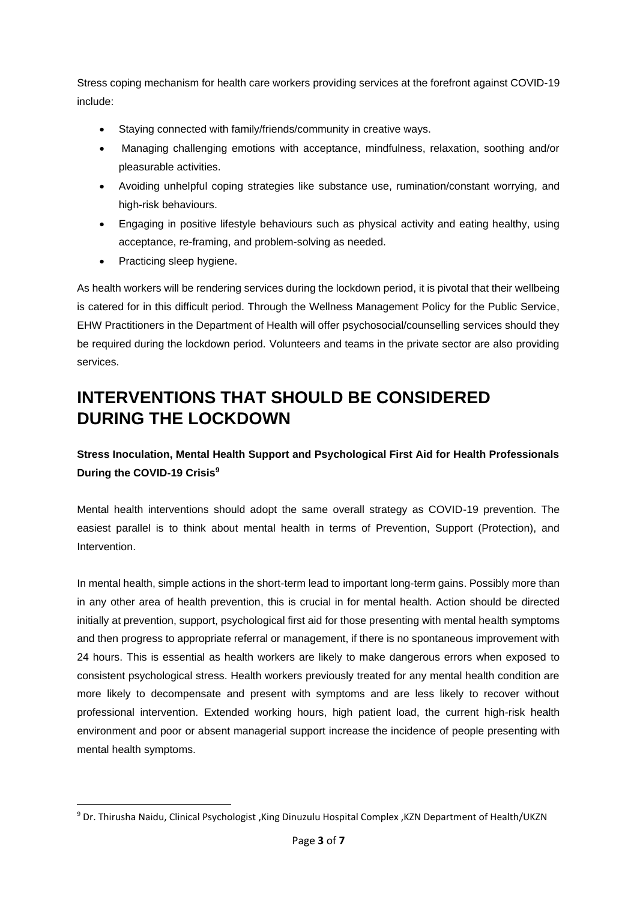Stress coping mechanism for health care workers providing services at the forefront against COVID-19 include:

- Staying connected with family/friends/community in creative ways.
- Managing challenging emotions with acceptance, mindfulness, relaxation, soothing and/or pleasurable activities.
- Avoiding unhelpful coping strategies like substance use, rumination/constant worrying, and high-risk behaviours.
- Engaging in positive lifestyle behaviours such as physical activity and eating healthy, using acceptance, re-framing, and problem-solving as needed.
- Practicing sleep hygiene.

As health workers will be rendering services during the lockdown period, it is pivotal that their wellbeing is catered for in this difficult period. Through the Wellness Management Policy for the Public Service, EHW Practitioners in the Department of Health will offer psychosocial/counselling services should they be required during the lockdown period. Volunteers and teams in the private sector are also providing services.

# INTERVENTIONS THAT SHOULD BE CONSIDERED DURING THE LOCKDOWN

**Stress Inoculation, Mental Health Support and Psychological First Aid for Health Professionals During the COVID-19 Crisis[9]**

Mental health interventions should adopt the same overall strategy as COVID-19 prevention. The easiest parallel is to think about mental health in terms of Prevention, Support (Protection), and Intervention.

In mental health, simple actions in the short-term lead to important long-term gains. Possibly more than in any other area of health prevention, this is crucial in for mental health. Action should be directed initially at prevention, support, psychological first aid for those presenting with mental health symptoms and then progress to appropriate referral or management, if there is no spontaneous improvement with 24 hours. This is essential as health workers are likely to make dangerous errors when exposed to consistent psychological stress. Health workers previously treated for any mental health condition are more likely to decompensate and present with symptoms and are less likely to recover without professional intervention. Extended working hours, high patient load, the current high-risk health environment and poor or absent managerial support increase the incidence of people presenting with mental health symptoms.

[9] Dr. Thirusha Naidu, Clinical Psychologist ,King Dinuzulu Hospital Complex ,KZN Department of Health/UKZN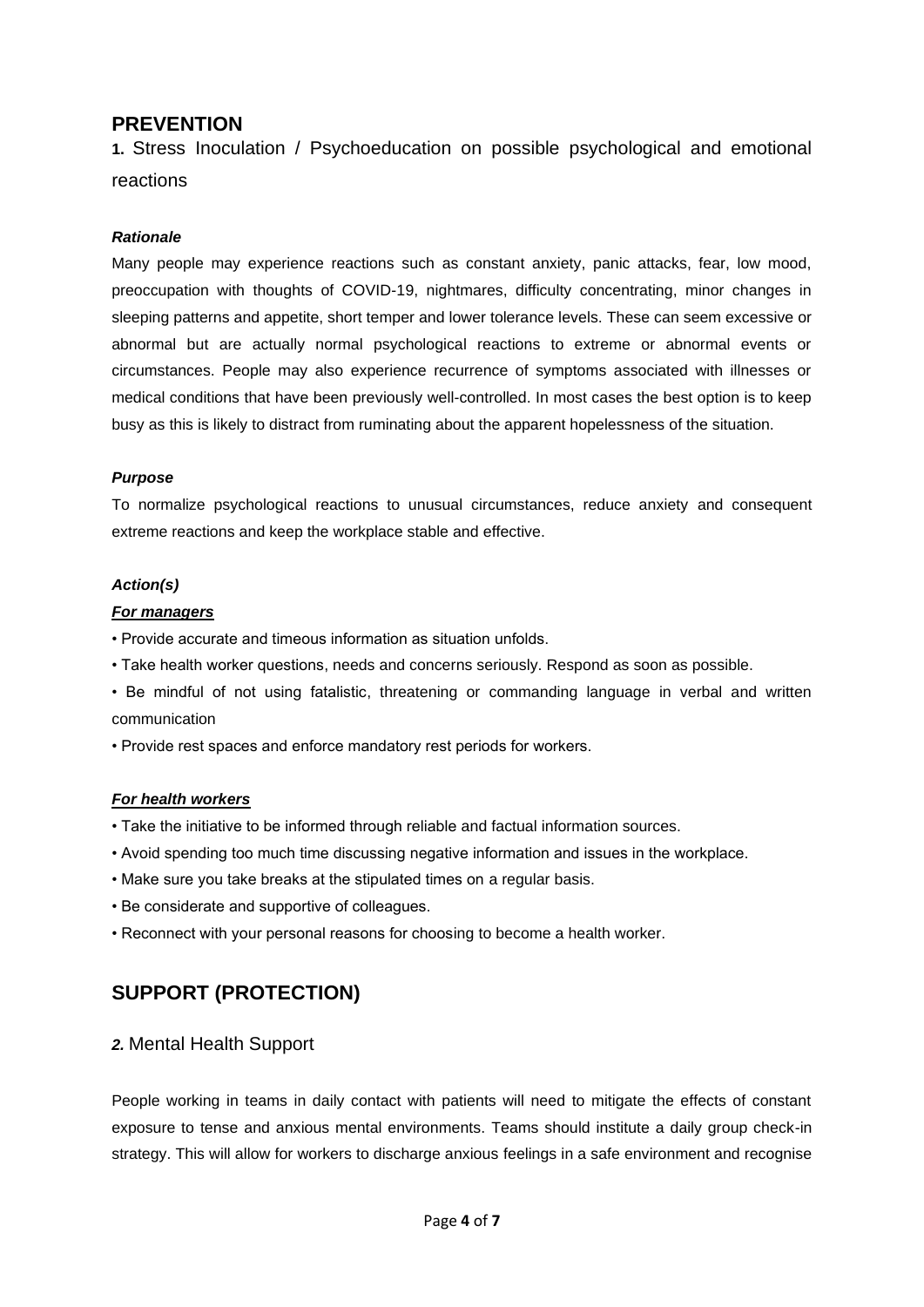## PREVENTION

**1.** Stress Inoculation / Psychoeducation on possible psychological and emotional reactions

***Rationale***

Many people may experience reactions such as constant anxiety, panic attacks, fear, low mood, preoccupation with thoughts of COVID-19, nightmares, difficulty concentrating, minor changes in sleeping patterns and appetite, short temper and lower tolerance levels. These can seem excessive or abnormal but are actually normal psychological reactions to extreme or abnormal events or circumstances. People may also experience recurrence of symptoms associated with illnesses or medical conditions that have been previously well-controlled. In most cases the best option is to keep busy as this is likely to distract from ruminating about the apparent hopelessness of the situation.

***Purpose***

To normalize psychological reactions to unusual circumstances, reduce anxiety and consequent extreme reactions and keep the workplace stable and effective.

***Action(s)***

***<u>For managers</u>***

- Provide accurate and timeous information as situation unfolds.
- Take health worker questions, needs and concerns seriously. Respond as soon as possible.
- Be mindful of not using fatalistic, threatening or commanding language in verbal and written communication
- Provide rest spaces and enforce mandatory rest periods for workers.

***<u>For health workers</u>***

- Take the initiative to be informed through reliable and factual information sources.
- Avoid spending too much time discussing negative information and issues in the workplace.
- Make sure you take breaks at the stipulated times on a regular basis.
- Be considerate and supportive of colleagues.
- Reconnect with your personal reasons for choosing to become a health worker.

## SUPPORT (PROTECTION)

***2.*** Mental Health Support

People working in teams in daily contact with patients will need to mitigate the effects of constant exposure to tense and anxious mental environments. Teams should institute a daily group check-in strategy. This will allow for workers to discharge anxious feelings in a safe environment and recognise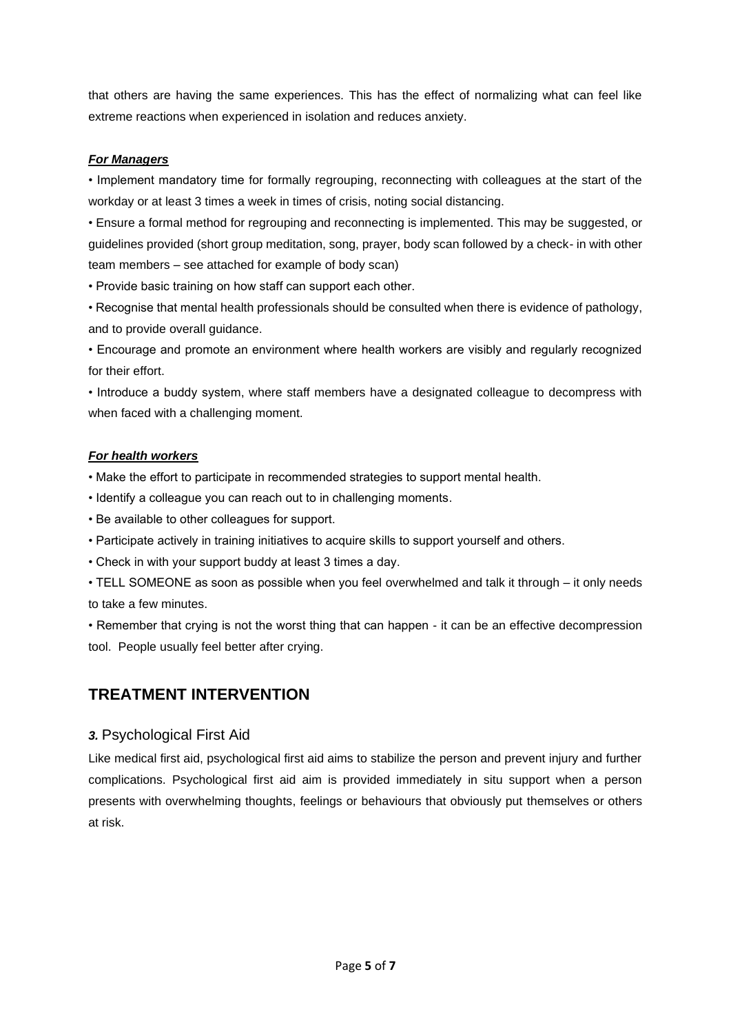that others are having the same experiences. This has the effect of normalizing what can feel like extreme reactions when experienced in isolation and reduces anxiety.

***For Managers***

• Implement mandatory time for formally regrouping, reconnecting with colleagues at the start of the workday or at least 3 times a week in times of crisis, noting social distancing.

• Ensure a formal method for regrouping and reconnecting is implemented. This may be suggested, or guidelines provided (short group meditation, song, prayer, body scan followed by a check- in with other team members – see attached for example of body scan)

• Provide basic training on how staff can support each other.

• Recognise that mental health professionals should be consulted when there is evidence of pathology, and to provide overall guidance.

• Encourage and promote an environment where health workers are visibly and regularly recognized for their effort.

• Introduce a buddy system, where staff members have a designated colleague to decompress with when faced with a challenging moment.

***For health workers***

• Make the effort to participate in recommended strategies to support mental health.

• Identify a colleague you can reach out to in challenging moments.

• Be available to other colleagues for support.

• Participate actively in training initiatives to acquire skills to support yourself and others.

• Check in with your support buddy at least 3 times a day.

• TELL SOMEONE as soon as possible when you feel overwhelmed and talk it through – it only needs to take a few minutes.

• Remember that crying is not the worst thing that can happen - it can be an effective decompression tool. People usually feel better after crying.

## TREATMENT INTERVENTION

### ***3.*** Psychological First Aid

Like medical first aid, psychological first aid aims to stabilize the person and prevent injury and further complications. Psychological first aid aim is provided immediately in situ support when a person presents with overwhelming thoughts, feelings or behaviours that obviously put themselves or others at risk.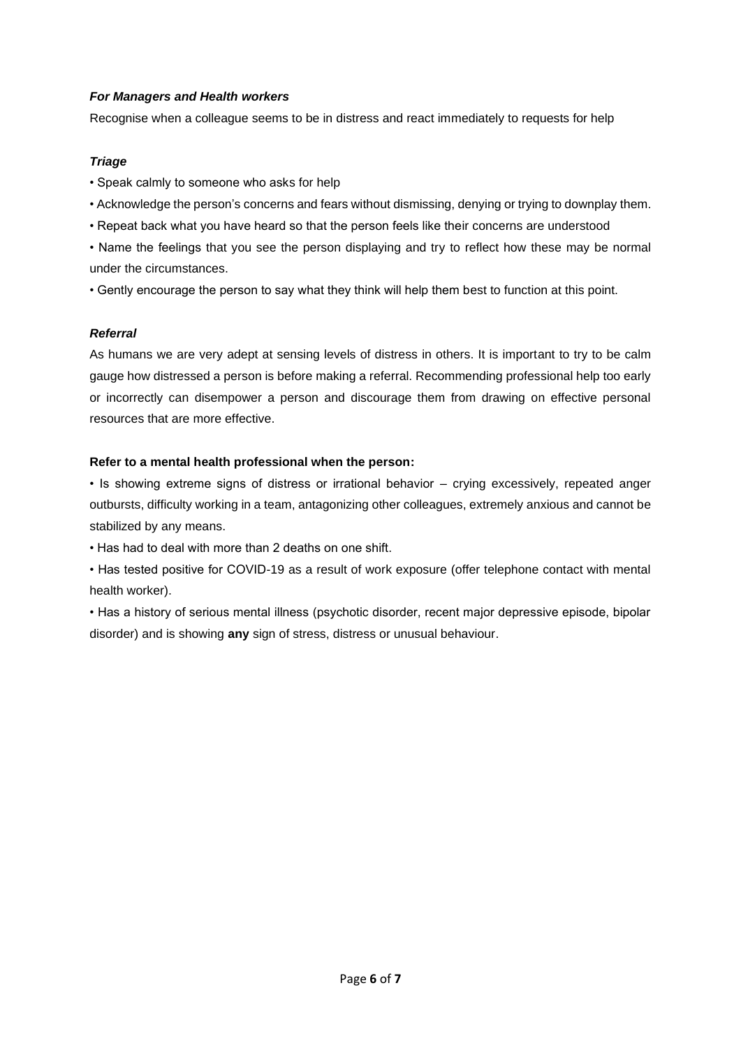***For Managers and Health workers***

Recognise when a colleague seems to be in distress and react immediately to requests for help

***Triage***

- Speak calmly to someone who asks for help
- Acknowledge the person's concerns and fears without dismissing, denying or trying to downplay them.
- Repeat back what you have heard so that the person feels like their concerns are understood
- Name the feelings that you see the person displaying and try to reflect how these may be normal under the circumstances.
- Gently encourage the person to say what they think will help them best to function at this point.

***Referral***

As humans we are very adept at sensing levels of distress in others. It is important to try to be calm gauge how distressed a person is before making a referral. Recommending professional help too early or incorrectly can disempower a person and discourage them from drawing on effective personal resources that are more effective.

**Refer to a mental health professional when the person:**

- Is showing extreme signs of distress or irrational behavior – crying excessively, repeated anger outbursts, difficulty working in a team, antagonizing other colleagues, extremely anxious and cannot be stabilized by any means.
- Has had to deal with more than 2 deaths on one shift.
- Has tested positive for COVID-19 as a result of work exposure (offer telephone contact with mental health worker).
- Has a history of serious mental illness (psychotic disorder, recent major depressive episode, bipolar disorder) and is showing **any** sign of stress, distress or unusual behaviour.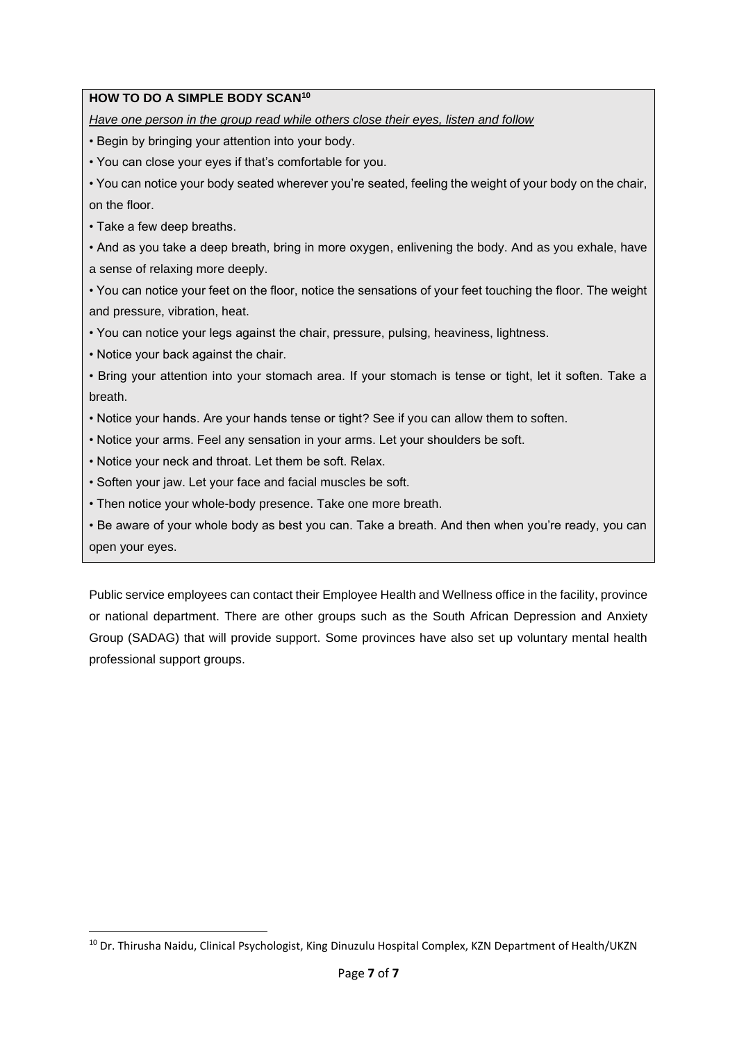**HOW TO DO A SIMPLE BODY SCAN**[10]

*Have one person in the group read while others close their eyes, listen and follow*

- Begin by bringing your attention into your body.
- You can close your eyes if that's comfortable for you.
- You can notice your body seated wherever you're seated, feeling the weight of your body on the chair, on the floor.
- Take a few deep breaths.
- And as you take a deep breath, bring in more oxygen, enlivening the body. And as you exhale, have a sense of relaxing more deeply.
- You can notice your feet on the floor, notice the sensations of your feet touching the floor. The weight and pressure, vibration, heat.
- You can notice your legs against the chair, pressure, pulsing, heaviness, lightness.
- Notice your back against the chair.
- Bring your attention into your stomach area. If your stomach is tense or tight, let it soften. Take a breath.
- Notice your hands. Are your hands tense or tight? See if you can allow them to soften.
- Notice your arms. Feel any sensation in your arms. Let your shoulders be soft.
- Notice your neck and throat. Let them be soft. Relax.
- Soften your jaw. Let your face and facial muscles be soft.
- Then notice your whole-body presence. Take one more breath.
- Be aware of your whole body as best you can. Take a breath. And then when you're ready, you can open your eyes.

Public service employees can contact their Employee Health and Wellness office in the facility, province or national department. There are other groups such as the South African Depression and Anxiety Group (SADAG) that will provide support. Some provinces have also set up voluntary mental health professional support groups.

[10] Dr. Thirusha Naidu, Clinical Psychologist, King Dinuzulu Hospital Complex, KZN Department of Health/UKZN